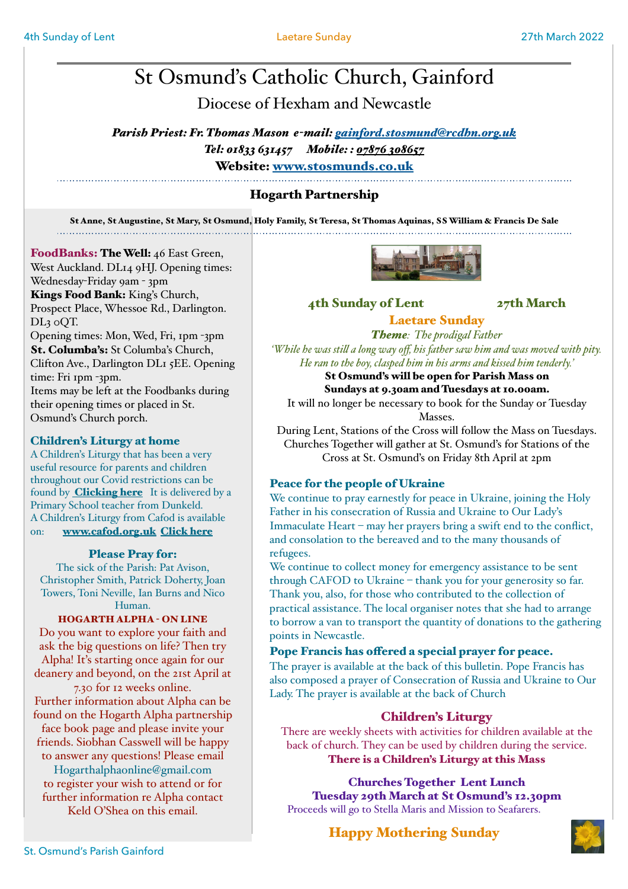# St Osmund's Catholic Church, Gainford

## Diocese of Hexham and Newcastle

***Parish Priest: Fr. Thomas Mason e-mail: gainford.stosmund@rcdhn.org.uk***

***Tel: 01833 631457 Mobile: : 07876 308657***

**Website: www.stosmunds.co.uk**

### Hogarth Partnership

**St Anne, St Augustine, St Mary, St Osmund, Holy Family, St Teresa, St Thomas Aquinas, SS William & Francis De Sale**

**FoodBanks: The Well:** 46 East Green, West Auckland. DL14 9HJ. Opening times: Wednesday-Friday 9am - 3pm
**Kings Food Bank:** King's Church, Prospect Place, Whessoe Rd., Darlington. DL3 0QT.
Opening times: Mon, Wed, Fri, 1pm -3pm
**St. Columba's:** St Columba's Church, Clifton Ave., Darlington DL1 5EE. Opening time: Fri 1pm -3pm.
Items may be left at the Foodbanks during their opening times or placed in St. Osmund's Church porch.

### Children's Liturgy at home

A Children's Liturgy that has been a very useful resource for parents and children throughout our Covid restrictions can be found by **Clicking here** It is delivered by a Primary School teacher from Dunkeld.
A Children's Liturgy from Cafod is available on: **www.cafod.org.uk** **Click here**

### Please Pray for:

The sick of the Parish: Pat Avison, Christopher Smith, Patrick Doherty, Joan Towers, Toni Neville, Ian Burns and Nico Human.

**HOGARTH ALPHA - ON LINE**

Do you want to explore your faith and ask the big questions on life? Then try Alpha! It's starting once again for our deanery and beyond, on the 21st April at 7.30 for 12 weeks online.
Further information about Alpha can be found on the Hogarth Alpha partnership face book page and please invite your friends. Siobhan Casswell will be happy to answer any questions! Please email Hogarthalphaonline@gmail.com to register your wish to attend or for further information re Alpha contact Keld O'Shea on this email.

### 4th Sunday of Lent 27th March

### Laetare Sunday

***Theme**: The prodigal Father*

*'While he was still a long way off, his father saw him and was moved with pity. He ran to the boy, clasped him in his arms and kissed him tenderly.'*

**St Osmund's will be open for Parish Mass on Sundays at 9.30am and Tuesdays at 10.00am.**

It will no longer be necessary to book for the Sunday or Tuesday Masses.

During Lent, Stations of the Cross will follow the Mass on Tuesdays. Churches Together will gather at St. Osmund's for Stations of the Cross at St. Osmund's on Friday 8th April at 2pm

### Peace for the people of Ukraine

We continue to pray earnestly for peace in Ukraine, joining the Holy Father in his consecration of Russia and Ukraine to Our Lady's Immaculate Heart – may her prayers bring a swift end to the conflict, and consolation to the bereaved and to the many thousands of refugees.

We continue to collect money for emergency assistance to be sent through CAFOD to Ukraine – thank you for your generosity so far. Thank you, also, for those who contributed to the collection of practical assistance. The local organiser notes that she had to arrange to borrow a van to transport the quantity of donations to the gathering points in Newcastle.

### Pope Francis has offered a special prayer for peace.

The prayer is available at the back of this bulletin. Pope Francis has also composed a prayer of Consecration of Russia and Ukraine to Our Lady. The prayer is available at the back of Church

### Children's Liturgy

There are weekly sheets with activities for children available at the back of church. They can be used by children during the service.

**There is a Children's Liturgy at this Mass**

**Churches Together Lent Lunch**
**Tuesday 29th March at St Osmund's 12.30pm**

Proceeds will go to Stella Maris and Mission to Seafarers.

## Happy Mothering Sunday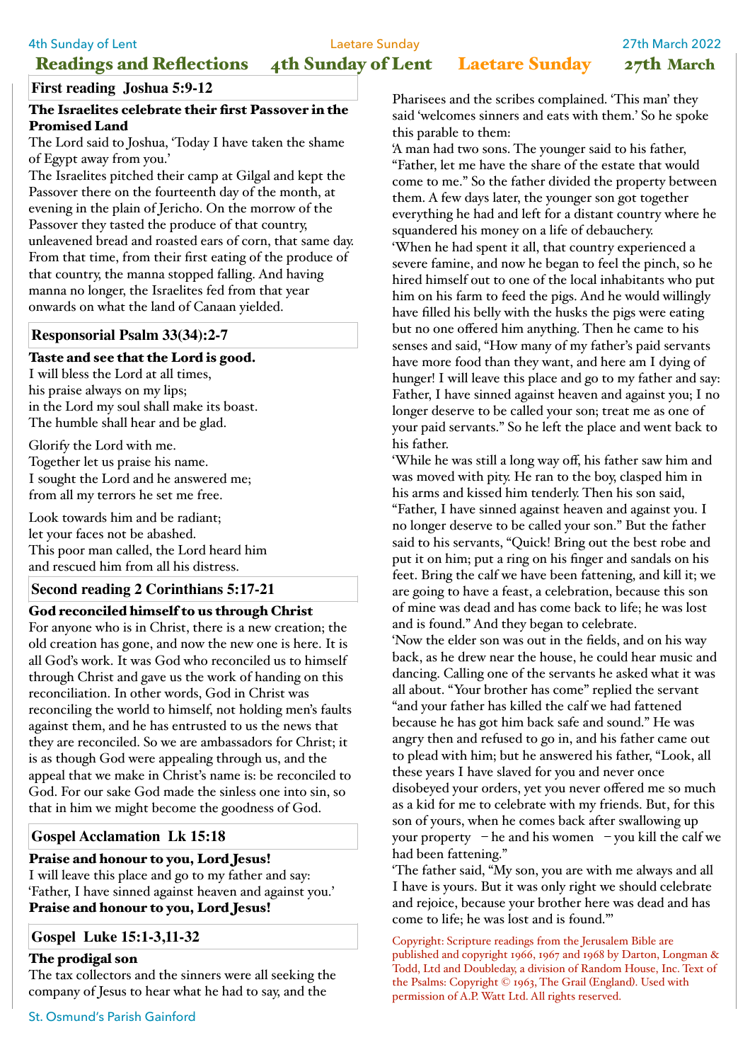# Readings and Reflections 4th Sunday of Lent Laetare Sunday 27th March

## First reading Joshua 5:9-12

**The Israelites celebrate their first Passover in the Promised Land**

The Lord said to Joshua, 'Today I have taken the shame of Egypt away from you.'

The Israelites pitched their camp at Gilgal and kept the Passover there on the fourteenth day of the month, at evening in the plain of Jericho. On the morrow of the Passover they tasted the produce of that country, unleavened bread and roasted ears of corn, that same day. From that time, from their first eating of the produce of that country, the manna stopped falling. And having manna no longer, the Israelites fed from that year onwards on what the land of Canaan yielded.

## Responsorial Psalm 33(34):2-7

**Taste and see that the Lord is good.**

I will bless the Lord at all times,
his praise always on my lips;
in the Lord my soul shall make its boast.
The humble shall hear and be glad.

Glorify the Lord with me.
Together let us praise his name.
I sought the Lord and he answered me;
from all my terrors he set me free.

Look towards him and be radiant;
let your faces not be abashed.
This poor man called, the Lord heard him
and rescued him from all his distress.

## Second reading 2 Corinthians 5:17-21

**God reconciled himself to us through Christ**

For anyone who is in Christ, there is a new creation; the old creation has gone, and now the new one is here. It is all God's work. It was God who reconciled us to himself through Christ and gave us the work of handing on this reconciliation. In other words, God in Christ was reconciling the world to himself, not holding men's faults against them, and he has entrusted to us the news that they are reconciled. So we are ambassadors for Christ; it is as though God were appealing through us, and the appeal that we make in Christ's name is: be reconciled to God. For our sake God made the sinless one into sin, so that in him we might become the goodness of God.

## Gospel Acclamation Lk 15:18

**Praise and honour to you, Lord Jesus!**
I will leave this place and go to my father and say:
'Father, I have sinned against heaven and against you.'
**Praise and honour to you, Lord Jesus!**

## Gospel Luke 15:1-3,11-32

**The prodigal son**

The tax collectors and the sinners were all seeking the company of Jesus to hear what he had to say, and the Pharisees and the scribes complained. 'This man' they said 'welcomes sinners and eats with them.' So he spoke this parable to them:

'A man had two sons. The younger said to his father, "Father, let me have the share of the estate that would come to me." So the father divided the property between them. A few days later, the younger son got together everything he had and left for a distant country where he squandered his money on a life of debauchery.

'When he had spent it all, that country experienced a severe famine, and now he began to feel the pinch, so he hired himself out to one of the local inhabitants who put him on his farm to feed the pigs. And he would willingly have filled his belly with the husks the pigs were eating but no one offered him anything. Then he came to his senses and said, "How many of my father's paid servants have more food than they want, and here am I dying of hunger! I will leave this place and go to my father and say: Father, I have sinned against heaven and against you; I no longer deserve to be called your son; treat me as one of your paid servants." So he left the place and went back to his father.

'While he was still a long way off, his father saw him and was moved with pity. He ran to the boy, clasped him in his arms and kissed him tenderly. Then his son said, "Father, I have sinned against heaven and against you. I no longer deserve to be called your son." But the father said to his servants, "Quick! Bring out the best robe and put it on him; put a ring on his finger and sandals on his feet. Bring the calf we have been fattening, and kill it; we are going to have a feast, a celebration, because this son of mine was dead and has come back to life; he was lost and is found." And they began to celebrate.

'Now the elder son was out in the fields, and on his way back, as he drew near the house, he could hear music and dancing. Calling one of the servants he asked what it was all about. "Your brother has come" replied the servant "and your father has killed the calf we had fattened because he has got him back safe and sound." He was angry then and refused to go in, and his father came out to plead with him; but he answered his father, "Look, all these years I have slaved for you and never once disobeyed your orders, yet you never offered me so much as a kid for me to celebrate with my friends. But, for this son of yours, when he comes back after swallowing up your property – he and his women – you kill the calf we had been fattening."

'The father said, "My son, you are with me always and all I have is yours. But it was only right we should celebrate and rejoice, because your brother here was dead and has come to life; he was lost and is found."'

Copyright: Scripture readings from the Jerusalem Bible are published and copyright 1966, 1967 and 1968 by Darton, Longman & Todd, Ltd and Doubleday, a division of Random House, Inc. Text of the Psalms: Copyright © 1963, The Grail (England). Used with permission of A.P. Watt Ltd. All rights reserved.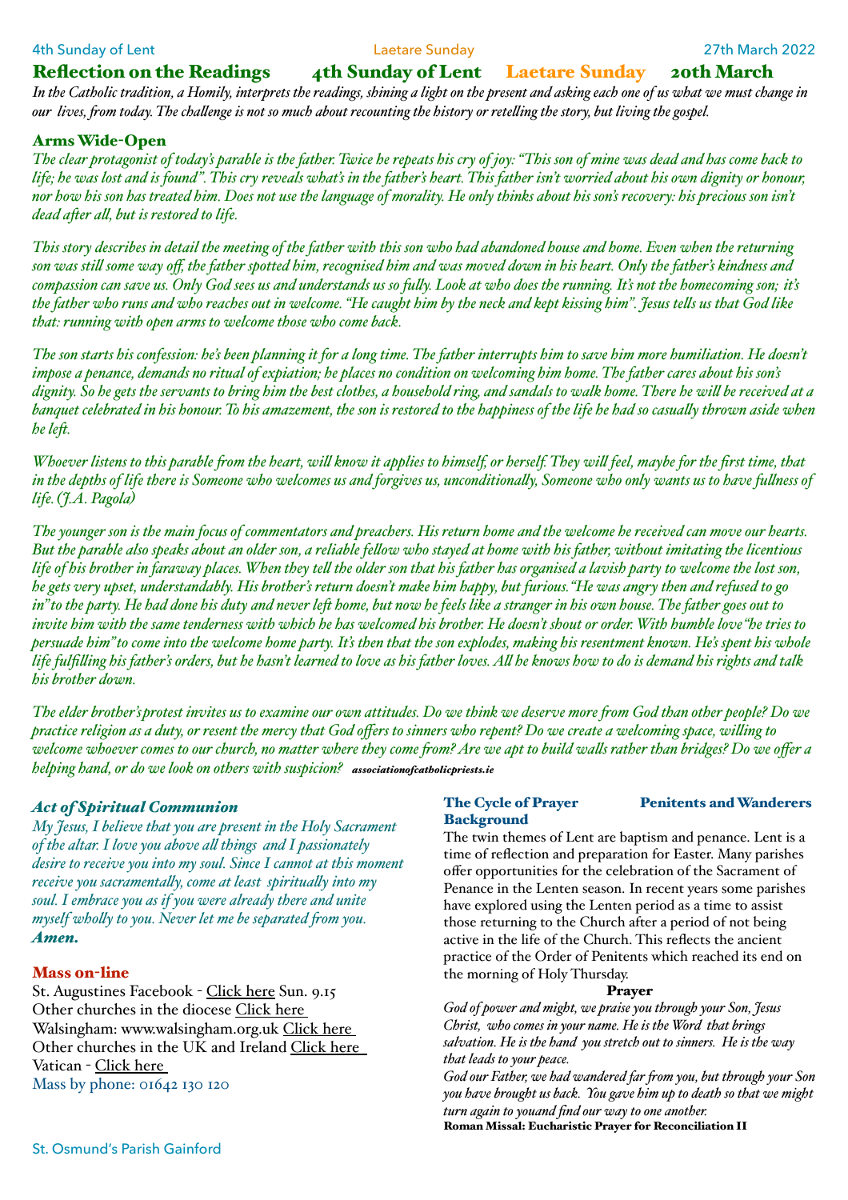## Reflection on the Readings 4th Sunday of Lent Laetare Sunday 20th March

*In the Catholic tradition, a Homily, interprets the readings, shining a light on the present and asking each one of us what we must change in our lives, from today. The challenge is not so much about recounting the history or retelling the story, but living the gospel.*

### Arms Wide-Open

*The clear protagonist of today's parable is the father. Twice he repeats his cry of joy: "This son of mine was dead and has come back to life; he was lost and is found". This cry reveals what's in the father's heart. This father isn't worried about his own dignity or honour, nor how his son has treated him. Does not use the language of morality. He only thinks about his son's recovery: his precious son isn't dead after all, but is restored to life.*

*This story describes in detail the meeting of the father with this son who had abandoned house and home. Even when the returning son was still some way off, the father spotted him, recognised him and was moved down in his heart. Only the father's kindness and compassion can save us. Only God sees us and understands us so fully. Look at who does the running. It's not the homecoming son; it's the father who runs and who reaches out in welcome. "He caught him by the neck and kept kissing him". Jesus tells us that God like that: running with open arms to welcome those who come back.*

*The son starts his confession: he's been planning it for a long time. The father interrupts him to save him more humiliation. He doesn't impose a penance, demands no ritual of expiation; he places no condition on welcoming him home. The father cares about his son's dignity. So he gets the servants to bring him the best clothes, a household ring, and sandals to walk home. There he will be received at a banquet celebrated in his honour. To his amazement, the son is restored to the happiness of the life he had so casually thrown aside when he left.*

*Whoever listens to this parable from the heart, will know it applies to himself, or herself. They will feel, maybe for the first time, that in the depths of life there is Someone who welcomes us and forgives us, unconditionally, Someone who only wants us to have fullness of life. (J.A. Pagola)*

*The younger son is the main focus of commentators and preachers. His return home and the welcome he received can move our hearts. But the parable also speaks about an older son, a reliable fellow who stayed at home with his father, without imitating the licentious life of his brother in faraway places. When they tell the older son that his father has organised a lavish party to welcome the lost son, he gets very upset, understandably. His brother's return doesn't make him happy, but furious. "He was angry then and refused to go in" to the party. He had done his duty and never left home, but now he feels like a stranger in his own house. The father goes out to invite him with the same tenderness with which he has welcomed his brother. He doesn't shout or order. With humble love "he tries to persuade him" to come into the welcome home party. It's then that the son explodes, making his resentment known. He's spent his whole life fulfilling his father's orders, but he hasn't learned to love as his father loves. All he knows how to do is demand his rights and talk his brother down.*

*The elder brother's protest invites us to examine our own attitudes. Do we think we deserve more from God than other people? Do we practice religion as a duty, or resent the mercy that God offers to sinners who repent? Do we create a welcoming space, willing to welcome whoever comes to our church, no matter where they come from? Are we apt to build walls rather than bridges? Do we offer a helping hand, or do we look on others with suspicion?* ***associationofcatholicpriests.ie***

### *Act of Spiritual Communion*

*My Jesus, I believe that you are present in the Holy Sacrament of the altar. I love you above all things and I passionately desire to receive you into my soul. Since I cannot at this moment receive you sacramentally, come at least spiritually into my soul. I embrace you as if you were already there and unite myself wholly to you. Never let me be separated from you.* ***Amen.***

### Mass on-line

St. Augustines Facebook - Click here Sun. 9.15
Other churches in the diocese Click here
Walsingham: www.walsingham.org.uk Click here
Other churches in the UK and Ireland Click here
Vatican - Click here
Mass by phone: 01642 130 120

### The Cycle of Prayer — Penitents and Wanderers

**Background**

The twin themes of Lent are baptism and penance. Lent is a time of reflection and preparation for Easter. Many parishes offer opportunities for the celebration of the Sacrament of Penance in the Lenten season. In recent years some parishes have explored using the Lenten period as a time to assist those returning to the Church after a period of not being active in the life of the Church. This reflects the ancient practice of the Order of Penitents which reached its end on the morning of Holy Thursday.

**Prayer**

*God of power and might, we praise you through your Son, Jesus Christ, who comes in your name. He is the Word that brings salvation. He is the hand you stretch out to sinners. He is the way that leads to your peace.*
*God our Father, we had wandered far from you, but through your Son you have brought us back. You gave him up to death so that we might turn again to youand find our way to one another.*
**Roman Missal: Eucharistic Prayer for Reconciliation II**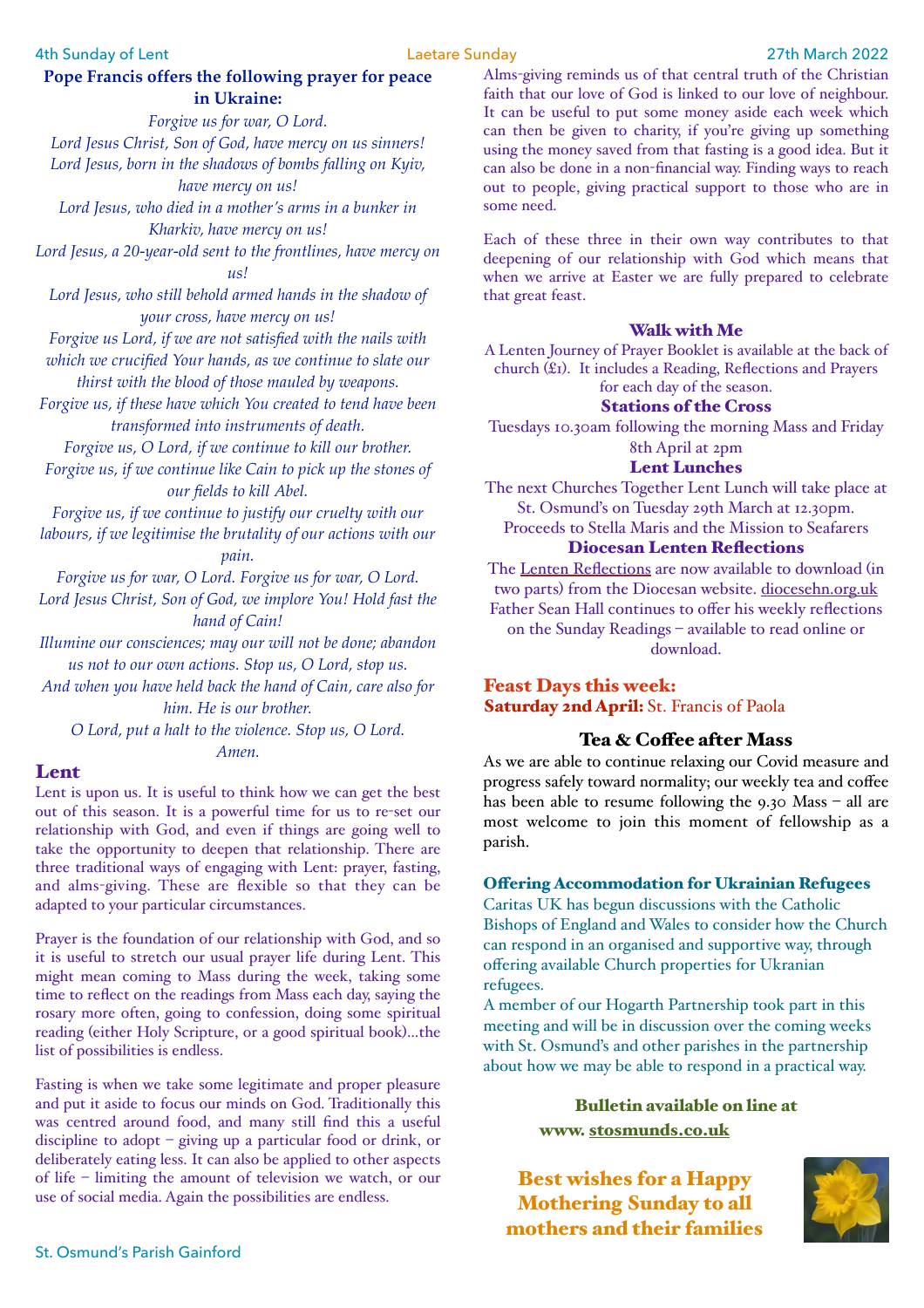**Pope Francis offers the following prayer for peace in Ukraine:**

*Forgive us for war, O Lord.*
*Lord Jesus Christ, Son of God, have mercy on us sinners!*
*Lord Jesus, born in the shadows of bombs falling on Kyiv, have mercy on us!*
*Lord Jesus, who died in a mother's arms in a bunker in Kharkiv, have mercy on us!*
*Lord Jesus, a 20-year-old sent to the frontlines, have mercy on us!*
*Lord Jesus, who still behold armed hands in the shadow of your cross, have mercy on us!*
*Forgive us Lord, if we are not satisfied with the nails with which we crucified Your hands, as we continue to slate our thirst with the blood of those mauled by weapons.*
*Forgive us, if these have which You created to tend have been transformed into instruments of death.*
*Forgive us, O Lord, if we continue to kill our brother.*
*Forgive us, if we continue like Cain to pick up the stones of our fields to kill Abel.*
*Forgive us, if we continue to justify our cruelty with our labours, if we legitimise the brutality of our actions with our pain.*
*Forgive us for war, O Lord. Forgive us for war, O Lord.*
*Lord Jesus Christ, Son of God, we implore You! Hold fast the hand of Cain!*
*Illumine our consciences; may our will not be done; abandon us not to our own actions. Stop us, O Lord, stop us.*
*And when you have held back the hand of Cain, care also for him. He is our brother.*
*O Lord, put a halt to the violence. Stop us, O Lord.*
*Amen.*

## Lent

Lent is upon us. It is useful to think how we can get the best out of this season. It is a powerful time for us to re-set our relationship with God, and even if things are going well to take the opportunity to deepen that relationship. There are three traditional ways of engaging with Lent: prayer, fasting, and alms-giving. These are flexible so that they can be adapted to your particular circumstances.

Prayer is the foundation of our relationship with God, and so it is useful to stretch our usual prayer life during Lent. This might mean coming to Mass during the week, taking some time to reflect on the readings from Mass each day, saying the rosary more often, going to confession, doing some spiritual reading (either Holy Scripture, or a good spiritual book)...the list of possibilities is endless.

Fasting is when we take some legitimate and proper pleasure and put it aside to focus our minds on God. Traditionally this was centred around food, and many still find this a useful discipline to adopt – giving up a particular food or drink, or deliberately eating less. It can also be applied to other aspects of life – limiting the amount of television we watch, or our use of social media. Again the possibilities are endless.

Alms-giving reminds us of that central truth of the Christian faith that our love of God is linked to our love of neighbour. It can be useful to put some money aside each week which can then be given to charity, if you're giving up something using the money saved from that fasting is a good idea. But it can also be done in a non-financial way. Finding ways to reach out to people, giving practical support to those who are in some need.

Each of these three in their own way contributes to that deepening of our relationship with God which means that when we arrive at Easter we are fully prepared to celebrate that great feast.

### Walk with Me

A Lenten Journey of Prayer Booklet is available at the back of church (£1). It includes a Reading, Reflections and Prayers for each day of the season.

### Stations of the Cross

Tuesdays 10.30am following the morning Mass and Friday 8th April at 2pm

### Lent Lunches

The next Churches Together Lent Lunch will take place at St. Osmund's on Tuesday 29th March at 12.30pm. Proceeds to Stella Maris and the Mission to Seafarers

### Diocesan Lenten Reflections

The Lenten Reflections are now available to download (in two parts) from the Diocesan website. diocesehn.org.uk
Father Sean Hall continues to offer his weekly reflections on the Sunday Readings – available to read online or download.

## Feast Days this week:

**Saturday 2nd April:** St. Francis of Paola

### Tea & Coffee after Mass

As we are able to continue relaxing our Covid measure and progress safely toward normality; our weekly tea and coffee has been able to resume following the 9.30 Mass – all are most welcome to join this moment of fellowship as a parish.

### Offering Accommodation for Ukrainian Refugees

Caritas UK has begun discussions with the Catholic Bishops of England and Wales to consider how the Church can respond in an organised and supportive way, through offering available Church properties for Ukranian refugees.
A member of our Hogarth Partnership took part in this meeting and will be in discussion over the coming weeks with St. Osmund's and other parishes in the partnership about how we may be able to respond in a practical way.

**Bulletin available on line at www. stosmunds.co.uk**

**Best wishes for a Happy Mothering Sunday to all mothers and their families**